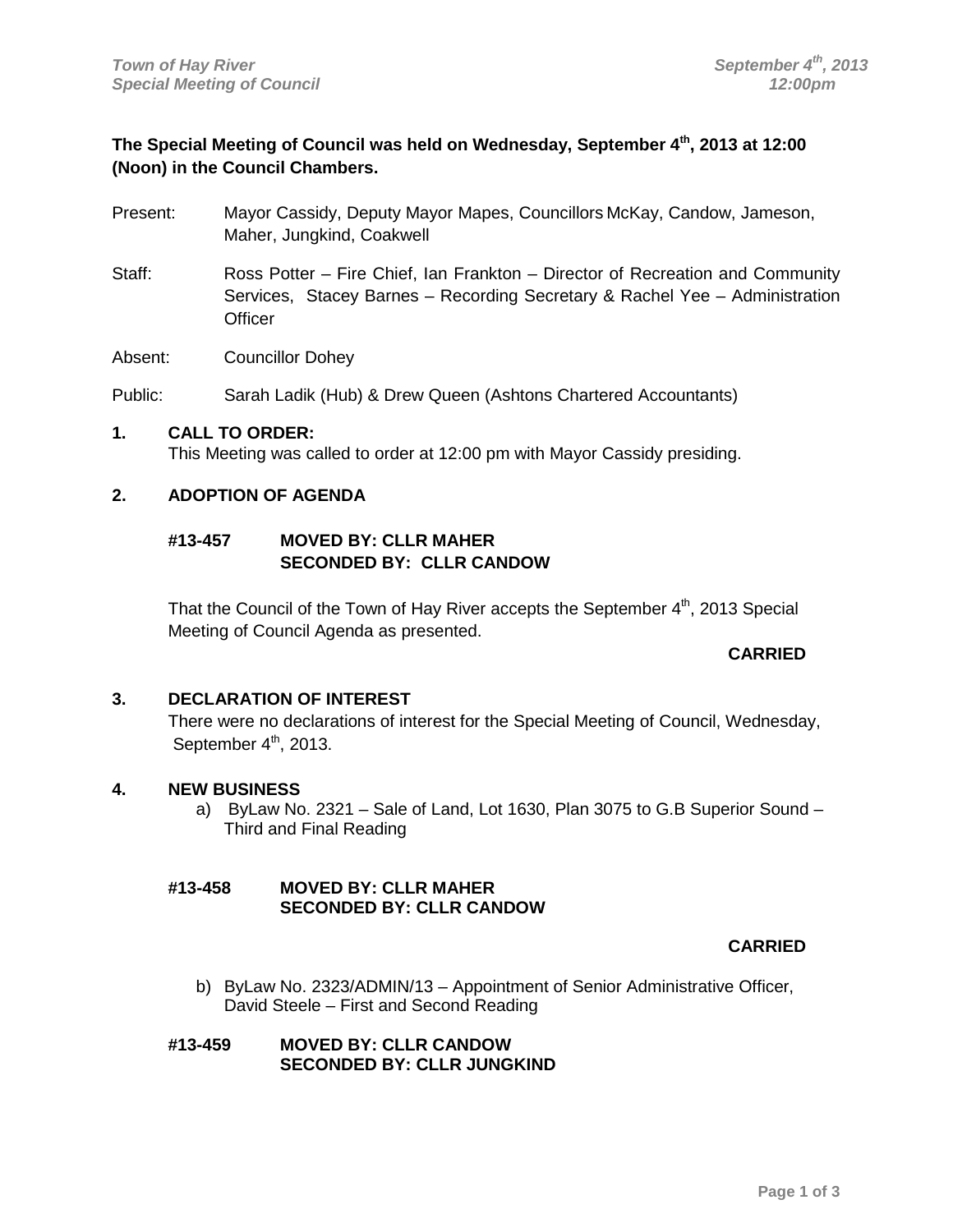**The Special Meeting of Council was held on Wednesday, September 4th, 2013 at 12:00 (Noon) in the Council Chambers.**

Present: Mayor Cassidy, Deputy Mayor Mapes, Councillors McKay, Candow, Jameson, Maher, Jungkind, Coakwell

Staff: Ross Potter – Fire Chief, Ian Frankton – Director of Recreation and Community Services, Stacey Barnes – Recording Secretary & Rachel Yee – Administration Officer

Absent: Councillor Dohey

Public: Sarah Ladik (Hub) & Drew Queen (Ashtons Chartered Accountants)

## 1. CALL TO ORDER:

This Meeting was called to order at 12:00 pm with Mayor Cassidy presiding.

## 2. ADOPTION OF AGENDA

**#13-457 MOVED BY: CLLR MAHER**
**SECONDED BY: CLLR CANDOW**

That the Council of the Town of Hay River accepts the September 4th, 2013 Special Meeting of Council Agenda as presented.

**CARRIED**

## 3. DECLARATION OF INTEREST

There were no declarations of interest for the Special Meeting of Council, Wednesday, September 4th, 2013.

## 4. NEW BUSINESS

a) ByLaw No. 2321 – Sale of Land, Lot 1630, Plan 3075 to G.B Superior Sound – Third and Final Reading

**#13-458 MOVED BY: CLLR MAHER**
**SECONDED BY: CLLR CANDOW**

**CARRIED**

b) ByLaw No. 2323/ADMIN/13 – Appointment of Senior Administrative Officer, David Steele – First and Second Reading

**#13-459 MOVED BY: CLLR CANDOW**
**SECONDED BY: CLLR JUNGKIND**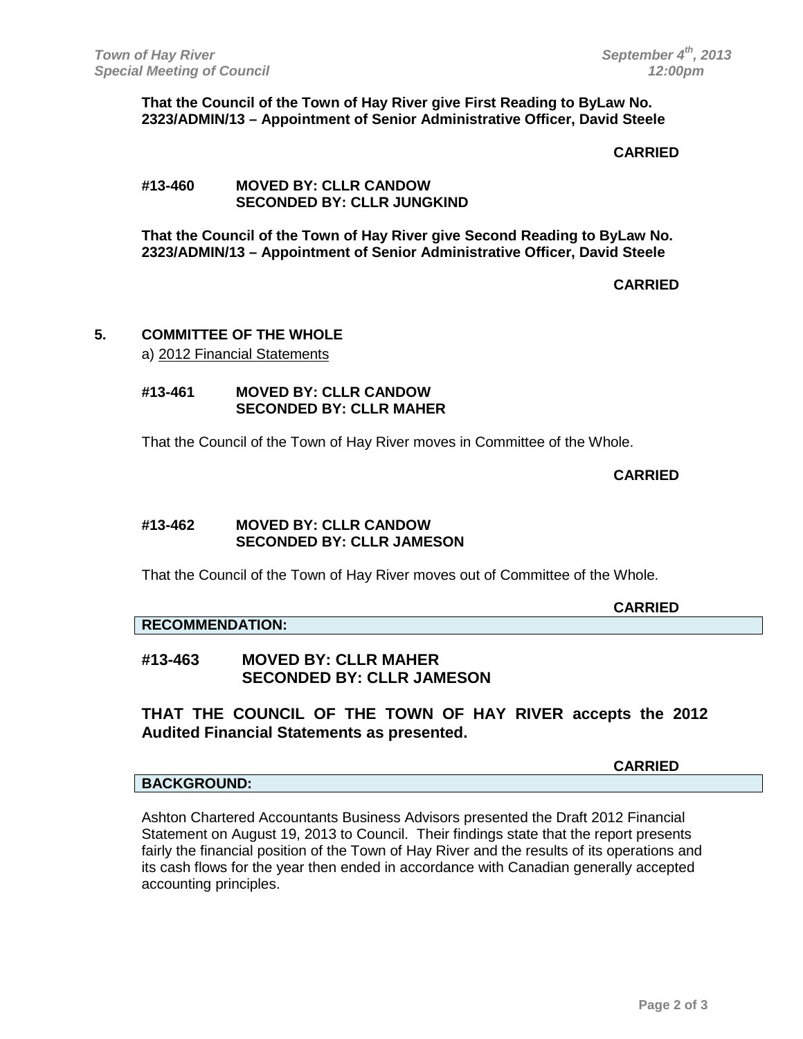**That the Council of the Town of Hay River give First Reading to ByLaw No. 2323/ADMIN/13 – Appointment of Senior Administrative Officer, David Steele**

**CARRIED**

**#13-460 MOVED BY: CLLR CANDOW**
**SECONDED BY: CLLR JUNGKIND**

**That the Council of the Town of Hay River give Second Reading to ByLaw No. 2323/ADMIN/13 – Appointment of Senior Administrative Officer, David Steele**

**CARRIED**

## 5. COMMITTEE OF THE WHOLE

a) 2012 Financial Statements

**#13-461 MOVED BY: CLLR CANDOW**
**SECONDED BY: CLLR MAHER**

That the Council of the Town of Hay River moves in Committee of the Whole.

**CARRIED**

**#13-462 MOVED BY: CLLR CANDOW**
**SECONDED BY: CLLR JAMESON**

That the Council of the Town of Hay River moves out of Committee of the Whole.

**CARRIED**

**RECOMMENDATION:**

**#13-463 MOVED BY: CLLR MAHER**
**SECONDED BY: CLLR JAMESON**

**THAT THE COUNCIL OF THE TOWN OF HAY RIVER accepts the 2012 Audited Financial Statements as presented.**

**CARRIED**

**BACKGROUND:**

Ashton Chartered Accountants Business Advisors presented the Draft 2012 Financial Statement on August 19, 2013 to Council. Their findings state that the report presents fairly the financial position of the Town of Hay River and the results of its operations and its cash flows for the year then ended in accordance with Canadian generally accepted accounting principles.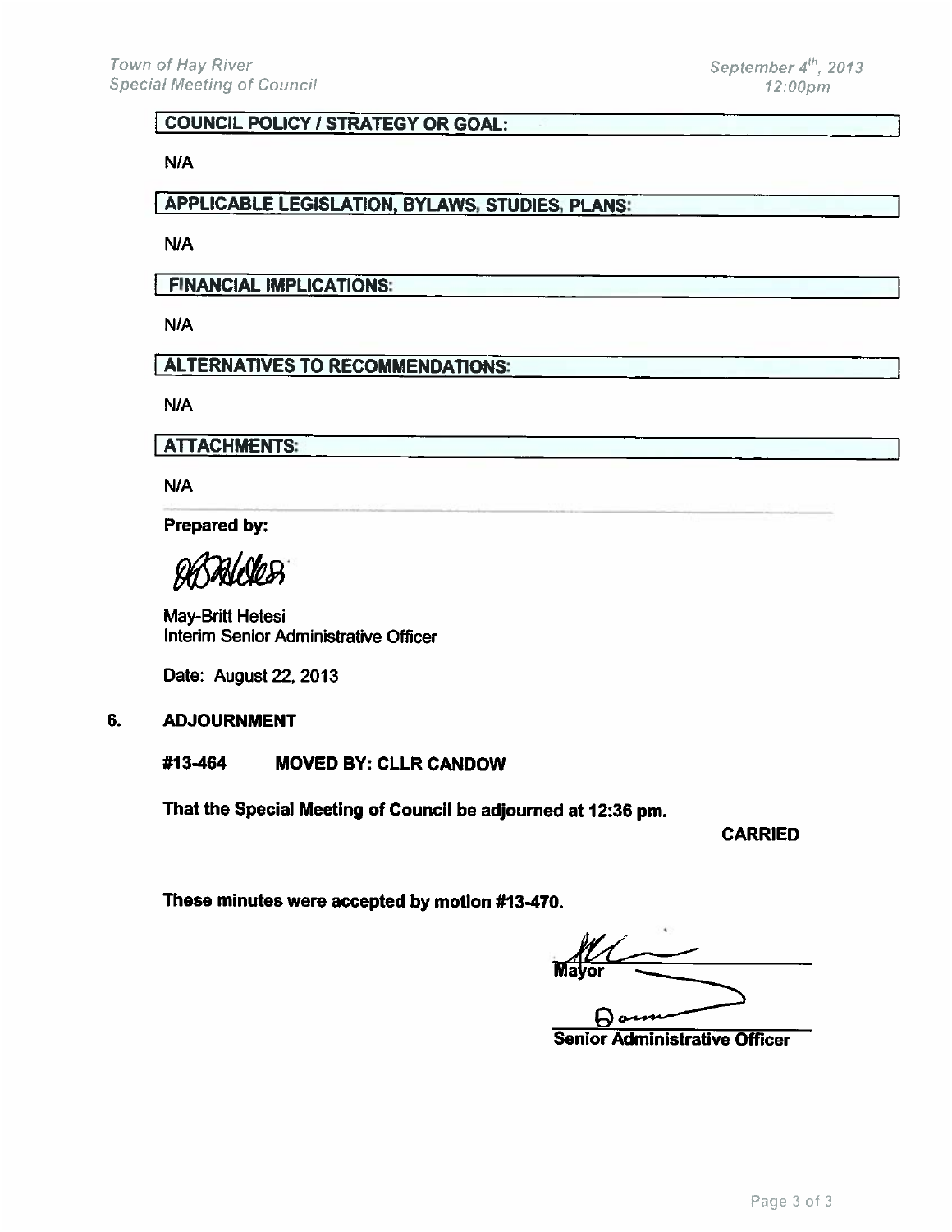**COUNCIL POLICY / STRATEGY OR GOAL:**

N/A

**APPLICABLE LEGISLATION, BYLAWS, STUDIES, PLANS:**

N/A

**FINANCIAL IMPLICATIONS:**

N/A

**ALTERNATIVES TO RECOMMENDATIONS:**

N/A

**ATTACHMENTS:**

N/A

**Prepared by:**

May-Britt Hetesi
Interim Senior Administrative Officer

Date: August 22, 2013

## 6. ADJOURNMENT

**#13-464 MOVED BY: CLLR CANDOW**

**That the Special Meeting of Council be adjourned at 12:36 pm.**

**CARRIED**

**These minutes were accepted by motion #13-470.**

Mayor

**Senior Administrative Officer**